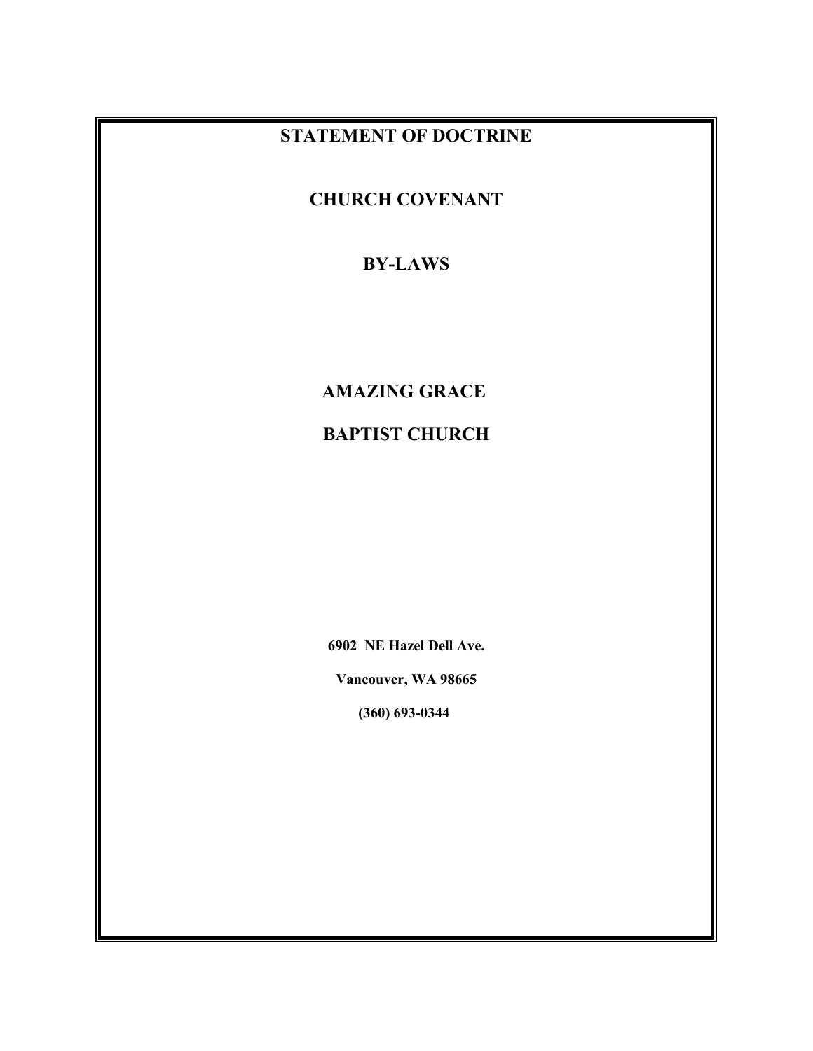# STATEMENT OF DOCTRINE

# CHURCH COVENANT

# BY-LAWS

# AMAZING GRACE

# BAPTIST CHURCH

**6902 NE Hazel Dell Ave.**

**Vancouver, WA 98665**

**(360) 693-0344**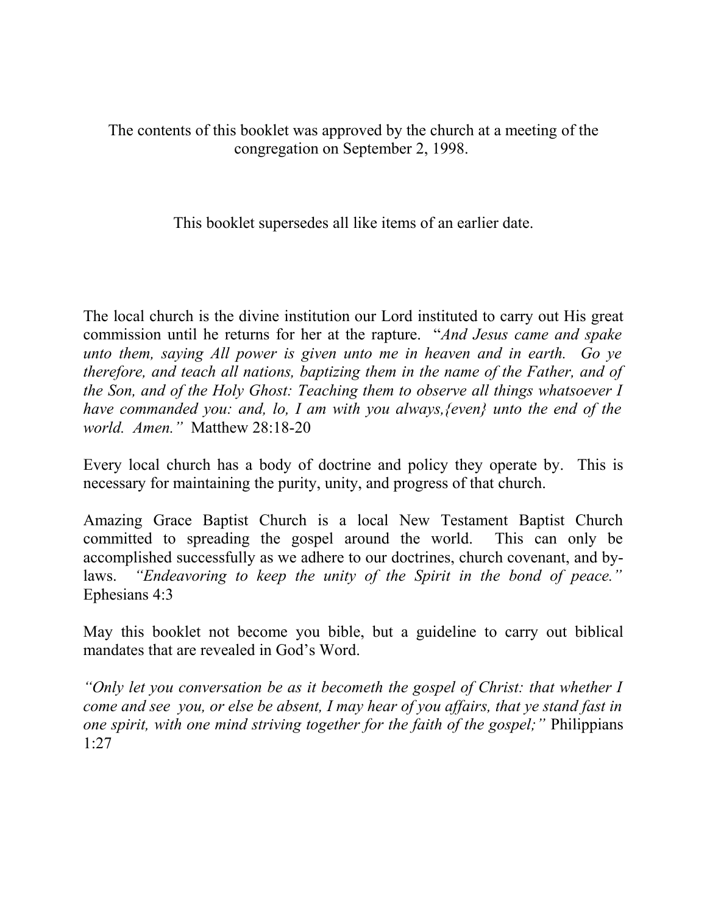The contents of this booklet was approved by the church at a meeting of the congregation on September 2, 1998.

This booklet supersedes all like items of an earlier date.

The local church is the divine institution our Lord instituted to carry out His great commission until he returns for her at the rapture. "*And Jesus came and spake unto them, saying All power is given unto me in heaven and in earth. Go ye therefore, and teach all nations, baptizing them in the name of the Father, and of the Son, and of the Holy Ghost: Teaching them to observe all things whatsoever I have commanded you: and, lo, I am with you always,{even} unto the end of the world. Amen.*" Matthew 28:18-20

Every local church has a body of doctrine and policy they operate by. This is necessary for maintaining the purity, unity, and progress of that church.

Amazing Grace Baptist Church is a local New Testament Baptist Church committed to spreading the gospel around the world. This can only be accomplished successfully as we adhere to our doctrines, church covenant, and by-laws. *"Endeavoring to keep the unity of the Spirit in the bond of peace."* Ephesians 4:3

May this booklet not become you bible, but a guideline to carry out biblical mandates that are revealed in God's Word.

*"Only let you conversation be as it becometh the gospel of Christ: that whether I come and see you, or else be absent, I may hear of you affairs, that ye stand fast in one spirit, with one mind striving together for the faith of the gospel;"* Philippians 1:27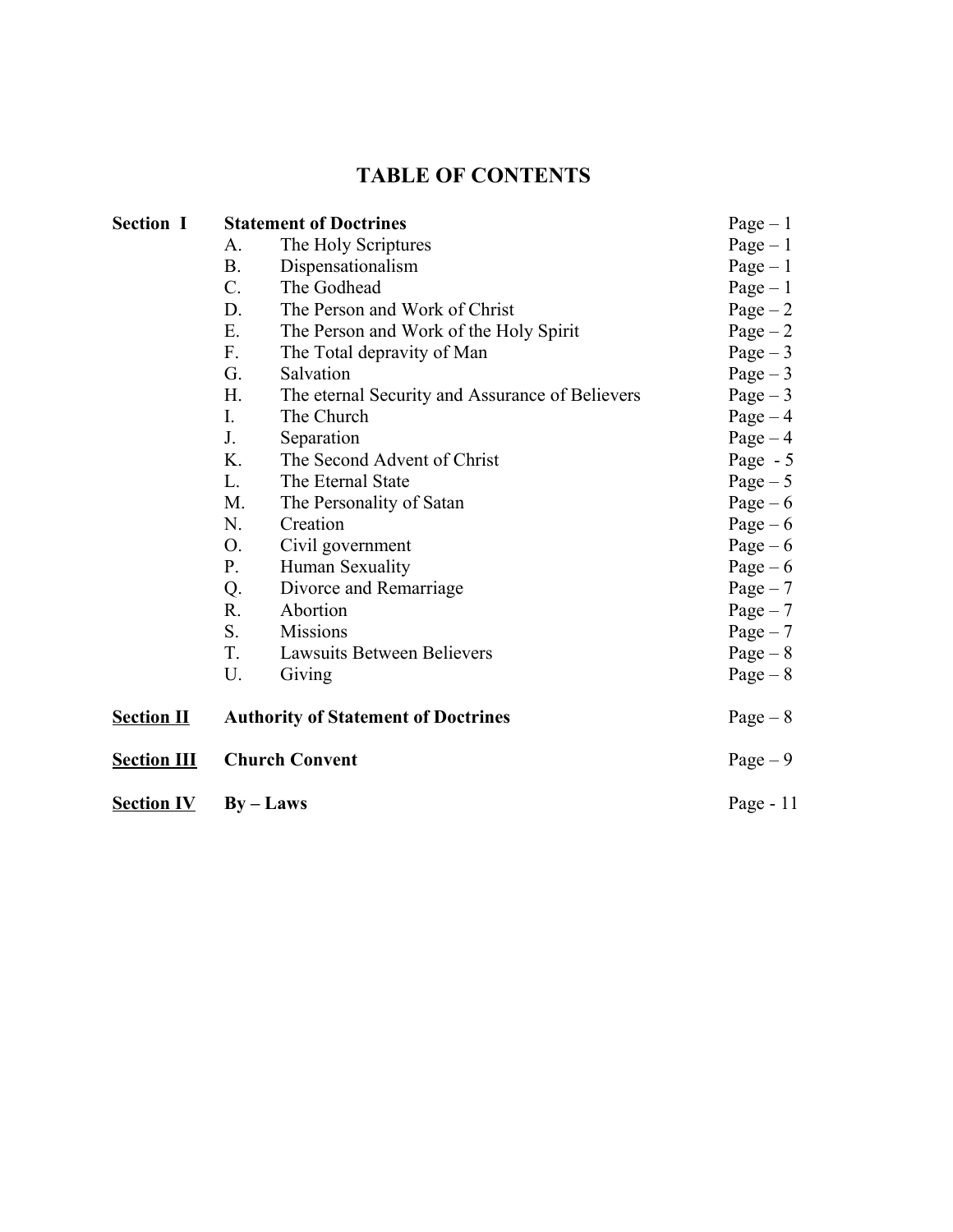# TABLE OF CONTENTS

| | | |
|---|---|---|
| **Section I** | **Statement of Doctrines** | Page – 1 |
| | A. The Holy Scriptures | Page – 1 |
| | B. Dispensationalism | Page – 1 |
| | C. The Godhead | Page – 1 |
| | D. The Person and Work of Christ | Page – 2 |
| | E. The Person and Work of the Holy Spirit | Page – 2 |
| | F. The Total depravity of Man | Page – 3 |
| | G. Salvation | Page – 3 |
| | H. The eternal Security and Assurance of Believers | Page – 3 |
| | I. The Church | Page – 4 |
| | J. Separation | Page – 4 |
| | K. The Second Advent of Christ | Page - 5 |
| | L. The Eternal State | Page – 5 |
| | M. The Personality of Satan | Page – 6 |
| | N. Creation | Page – 6 |
| | O. Civil government | Page – 6 |
| | P. Human Sexuality | Page – 6 |
| | Q. Divorce and Remarriage | Page – 7 |
| | R. Abortion | Page – 7 |
| | S. Missions | Page – 7 |
| | T. Lawsuits Between Believers | Page – 8 |
| | U. Giving | Page – 8 |
| **Section II** | **Authority of Statement of Doctrines** | Page – 8 |
| **Section III** | **Church Convent** | Page – 9 |
| **Section IV** | **By – Laws** | Page - 11 |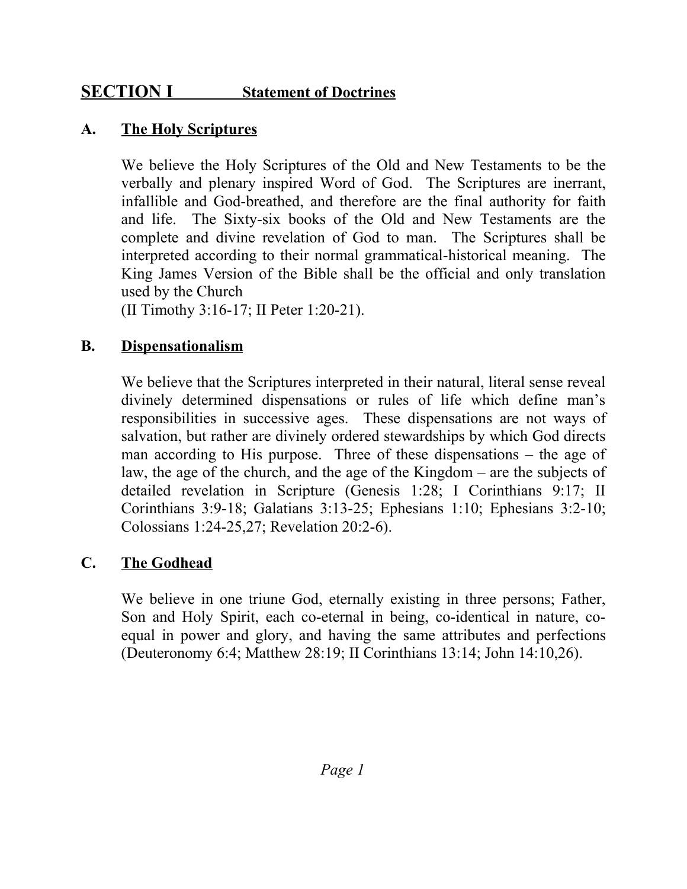## SECTION I Statement of Doctrines

### A. The Holy Scriptures

We believe the Holy Scriptures of the Old and New Testaments to be the verbally and plenary inspired Word of God. The Scriptures are inerrant, infallible and God-breathed, and therefore are the final authority for faith and life. The Sixty-six books of the Old and New Testaments are the complete and divine revelation of God to man. The Scriptures shall be interpreted according to their normal grammatical-historical meaning. The King James Version of the Bible shall be the official and only translation used by the Church
(II Timothy 3:16-17; II Peter 1:20-21).

### B. Dispensationalism

We believe that the Scriptures interpreted in their natural, literal sense reveal divinely determined dispensations or rules of life which define man's responsibilities in successive ages. These dispensations are not ways of salvation, but rather are divinely ordered stewardships by which God directs man according to His purpose. Three of these dispensations – the age of law, the age of the church, and the age of the Kingdom – are the subjects of detailed revelation in Scripture (Genesis 1:28; I Corinthians 9:17; II Corinthians 3:9-18; Galatians 3:13-25; Ephesians 1:10; Ephesians 3:2-10; Colossians 1:24-25,27; Revelation 20:2-6).

### C. The Godhead

We believe in one triune God, eternally existing in three persons; Father, Son and Holy Spirit, each co-eternal in being, co-identical in nature, co-equal in power and glory, and having the same attributes and perfections (Deuteronomy 6:4; Matthew 28:19; II Corinthians 13:14; John 14:10,26).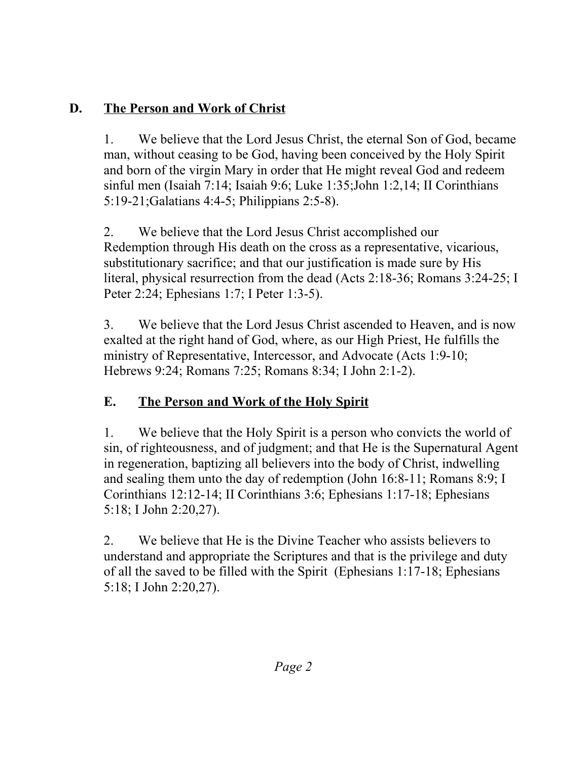## D. The Person and Work of Christ

1. We believe that the Lord Jesus Christ, the eternal Son of God, became man, without ceasing to be God, having been conceived by the Holy Spirit and born of the virgin Mary in order that He might reveal God and redeem sinful men (Isaiah 7:14; Isaiah 9:6; Luke 1:35;John 1:2,14; II Corinthians 5:19-21;Galatians 4:4-5; Philippians 2:5-8).

2. We believe that the Lord Jesus Christ accomplished our Redemption through His death on the cross as a representative, vicarious, substitutionary sacrifice; and that our justification is made sure by His literal, physical resurrection from the dead (Acts 2:18-36; Romans 3:24-25; I Peter 2:24; Ephesians 1:7; I Peter 1:3-5).

3. We believe that the Lord Jesus Christ ascended to Heaven, and is now exalted at the right hand of God, where, as our High Priest, He fulfills the ministry of Representative, Intercessor, and Advocate (Acts 1:9-10; Hebrews 9:24; Romans 7:25; Romans 8:34; I John 2:1-2).

## E. The Person and Work of the Holy Spirit

1. We believe that the Holy Spirit is a person who convicts the world of sin, of righteousness, and of judgment; and that He is the Supernatural Agent in regeneration, baptizing all believers into the body of Christ, indwelling and sealing them unto the day of redemption (John 16:8-11; Romans 8:9; I Corinthians 12:12-14; II Corinthians 3:6; Ephesians 1:17-18; Ephesians 5:18; I John 2:20,27).

2. We believe that He is the Divine Teacher who assists believers to understand and appropriate the Scriptures and that is the privilege and duty of all the saved to be filled with the Spirit (Ephesians 1:17-18; Ephesians 5:18; I John 2:20,27).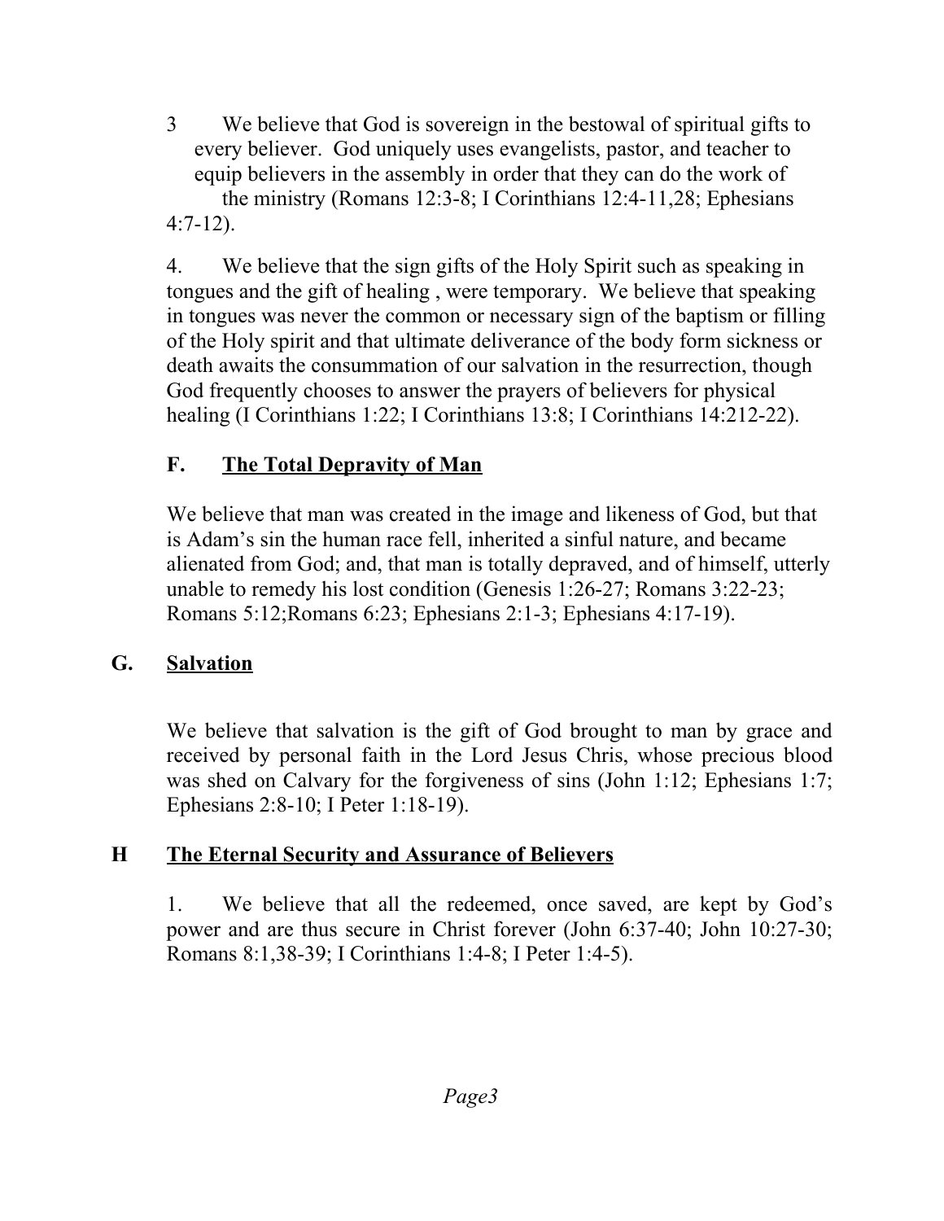3 We believe that God is sovereign in the bestowal of spiritual gifts to every believer. God uniquely uses evangelists, pastor, and teacher to equip believers in the assembly in order that they can do the work of the ministry (Romans 12:3-8; I Corinthians 12:4-11,28; Ephesians 4:7-12).

4. We believe that the sign gifts of the Holy Spirit such as speaking in tongues and the gift of healing , were temporary. We believe that speaking in tongues was never the common or necessary sign of the baptism or filling of the Holy spirit and that ultimate deliverance of the body form sickness or death awaits the consummation of our salvation in the resurrection, though God frequently chooses to answer the prayers of believers for physical healing (I Corinthians 1:22; I Corinthians 13:8; I Corinthians 14:212-22).

## F. <u>The Total Depravity of Man</u>

We believe that man was created in the image and likeness of God, but that is Adam's sin the human race fell, inherited a sinful nature, and became alienated from God; and, that man is totally depraved, and of himself, utterly unable to remedy his lost condition (Genesis 1:26-27; Romans 3:22-23; Romans 5:12;Romans 6:23; Ephesians 2:1-3; Ephesians 4:17-19).

## G. <u>Salvation</u>

We believe that salvation is the gift of God brought to man by grace and received by personal faith in the Lord Jesus Chris, whose precious blood was shed on Calvary for the forgiveness of sins (John 1:12; Ephesians 1:7; Ephesians 2:8-10; I Peter 1:18-19).

## H <u>The Eternal Security and Assurance of Believers</u>

1. We believe that all the redeemed, once saved, are kept by God's power and are thus secure in Christ forever (John 6:37-40; John 10:27-30; Romans 8:1,38-39; I Corinthians 1:4-8; I Peter 1:4-5).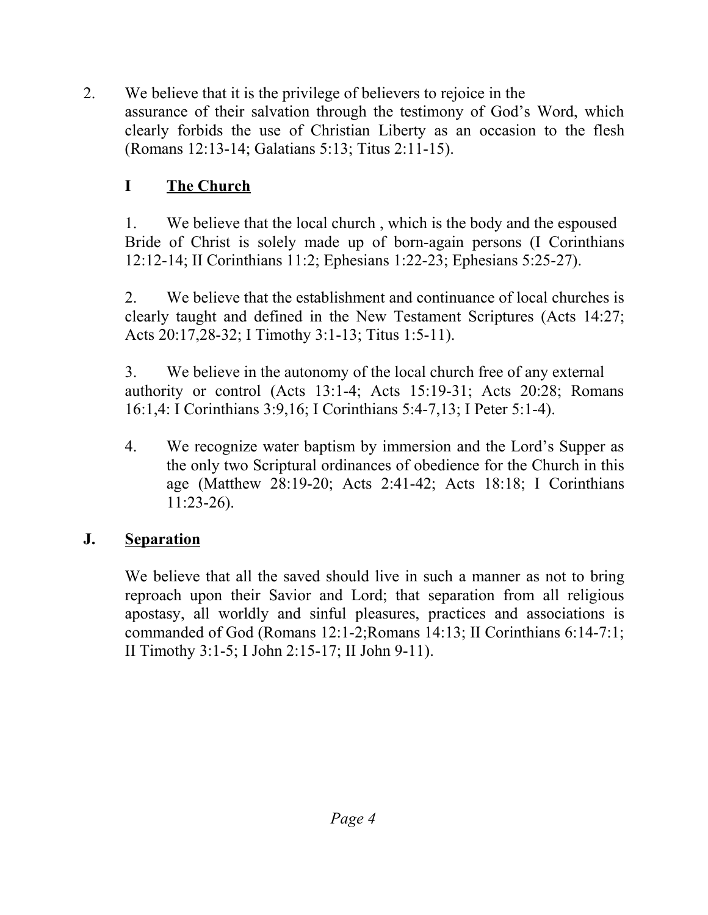2. We believe that it is the privilege of believers to rejoice in the assurance of their salvation through the testimony of God's Word, which clearly forbids the use of Christian Liberty as an occasion to the flesh (Romans 12:13-14; Galatians 5:13; Titus 2:11-15).

## I The Church

1. We believe that the local church , which is the body and the espoused Bride of Christ is solely made up of born-again persons (I Corinthians 12:12-14; II Corinthians 11:2; Ephesians 1:22-23; Ephesians 5:25-27).

2. We believe that the establishment and continuance of local churches is clearly taught and defined in the New Testament Scriptures (Acts 14:27; Acts 20:17,28-32; I Timothy 3:1-13; Titus 1:5-11).

3. We believe in the autonomy of the local church free of any external authority or control (Acts 13:1-4; Acts 15:19-31; Acts 20:28; Romans 16:1,4: I Corinthians 3:9,16; I Corinthians 5:4-7,13; I Peter 5:1-4).

4. We recognize water baptism by immersion and the Lord's Supper as the only two Scriptural ordinances of obedience for the Church in this age (Matthew 28:19-20; Acts 2:41-42; Acts 18:18; I Corinthians 11:23-26).

## J. Separation

We believe that all the saved should live in such a manner as not to bring reproach upon their Savior and Lord; that separation from all religious apostasy, all worldly and sinful pleasures, practices and associations is commanded of God (Romans 12:1-2;Romans 14:13; II Corinthians 6:14-7:1; II Timothy 3:1-5; I John 2:15-17; II John 9-11).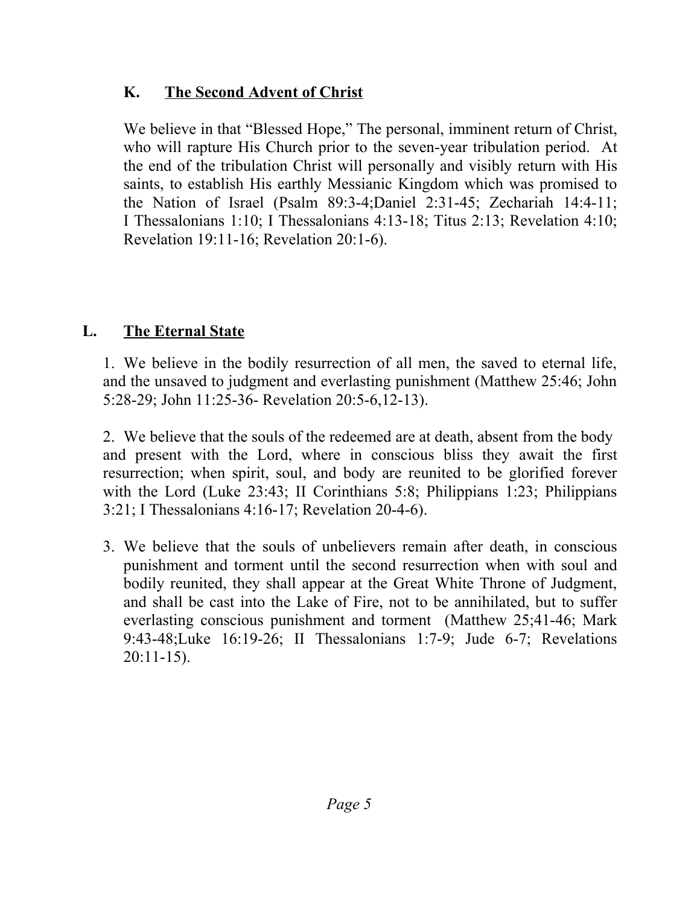## K. The Second Advent of Christ

We believe in that "Blessed Hope," The personal, imminent return of Christ, who will rapture His Church prior to the seven-year tribulation period. At the end of the tribulation Christ will personally and visibly return with His saints, to establish His earthly Messianic Kingdom which was promised to the Nation of Israel (Psalm 89:3-4;Daniel 2:31-45; Zechariah 14:4-11; I Thessalonians 1:10; I Thessalonians 4:13-18; Titus 2:13; Revelation 4:10; Revelation 19:11-16; Revelation 20:1-6).

## L. The Eternal State

1. We believe in the bodily resurrection of all men, the saved to eternal life, and the unsaved to judgment and everlasting punishment (Matthew 25:46; John 5:28-29; John 11:25-36- Revelation 20:5-6,12-13).

2. We believe that the souls of the redeemed are at death, absent from the body and present with the Lord, where in conscious bliss they await the first resurrection; when spirit, soul, and body are reunited to be glorified forever with the Lord (Luke 23:43; II Corinthians 5:8; Philippians 1:23; Philippians 3:21; I Thessalonians 4:16-17; Revelation 20-4-6).

3. We believe that the souls of unbelievers remain after death, in conscious punishment and torment until the second resurrection when with soul and bodily reunited, they shall appear at the Great White Throne of Judgment, and shall be cast into the Lake of Fire, not to be annihilated, but to suffer everlasting conscious punishment and torment (Matthew 25;41-46; Mark 9:43-48;Luke 16:19-26; II Thessalonians 1:7-9; Jude 6-7; Revelations 20:11-15).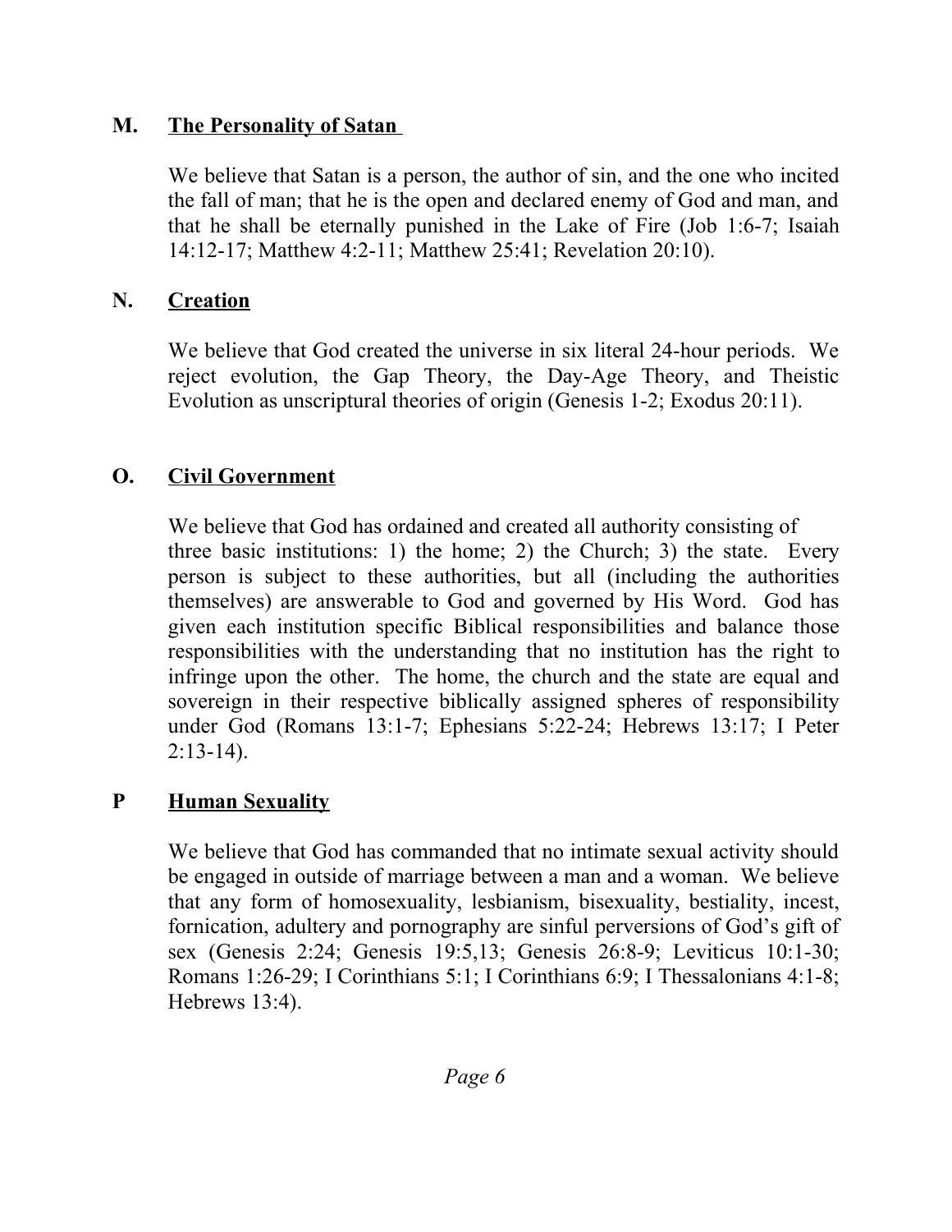## M. The Personality of Satan

We believe that Satan is a person, the author of sin, and the one who incited the fall of man; that he is the open and declared enemy of God and man, and that he shall be eternally punished in the Lake of Fire (Job 1:6-7; Isaiah 14:12-17; Matthew 4:2-11; Matthew 25:41; Revelation 20:10).

## N. Creation

We believe that God created the universe in six literal 24-hour periods. We reject evolution, the Gap Theory, the Day-Age Theory, and Theistic Evolution as unscriptural theories of origin (Genesis 1-2; Exodus 20:11).

## O. Civil Government

We believe that God has ordained and created all authority consisting of three basic institutions: 1) the home; 2) the Church; 3) the state. Every person is subject to these authorities, but all (including the authorities themselves) are answerable to God and governed by His Word. God has given each institution specific Biblical responsibilities and balance those responsibilities with the understanding that no institution has the right to infringe upon the other. The home, the church and the state are equal and sovereign in their respective biblically assigned spheres of responsibility under God (Romans 13:1-7; Ephesians 5:22-24; Hebrews 13:17; I Peter 2:13-14).

## P Human Sexuality

We believe that God has commanded that no intimate sexual activity should be engaged in outside of marriage between a man and a woman. We believe that any form of homosexuality, lesbianism, bisexuality, bestiality, incest, fornication, adultery and pornography are sinful perversions of God's gift of sex (Genesis 2:24; Genesis 19:5,13; Genesis 26:8-9; Leviticus 10:1-30; Romans 1:26-29; I Corinthians 5:1; I Corinthians 6:9; I Thessalonians 4:1-8; Hebrews 13:4).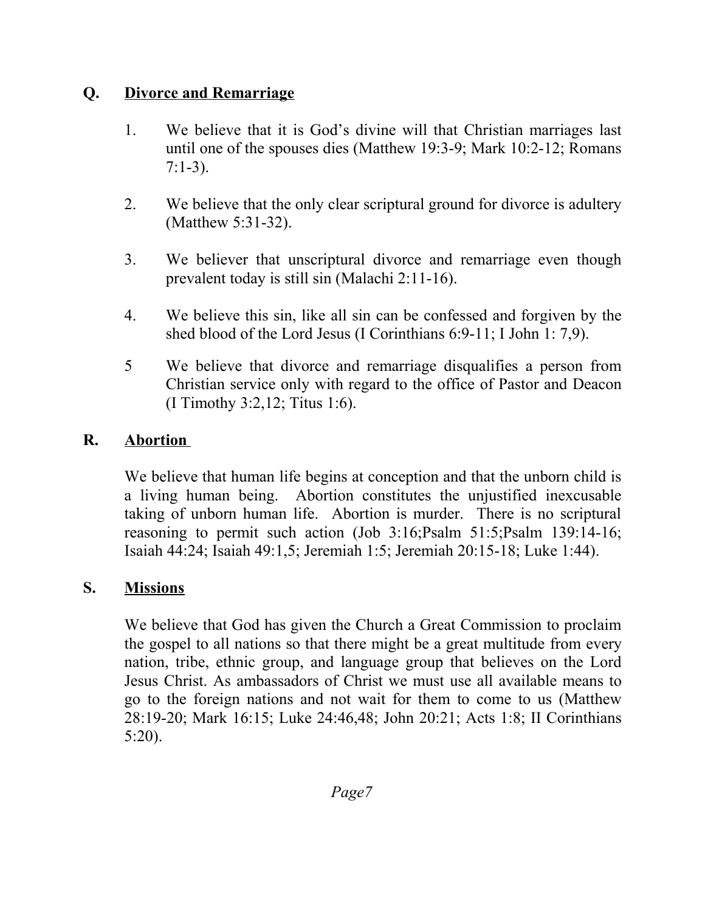## Q. Divorce and Remarriage

1. We believe that it is God's divine will that Christian marriages last until one of the spouses dies (Matthew 19:3-9; Mark 10:2-12; Romans 7:1-3).

2. We believe that the only clear scriptural ground for divorce is adultery (Matthew 5:31-32).

3. We believer that unscriptural divorce and remarriage even though prevalent today is still sin (Malachi 2:11-16).

4. We believe this sin, like all sin can be confessed and forgiven by the shed blood of the Lord Jesus (I Corinthians 6:9-11; I John 1: 7,9).

5 We believe that divorce and remarriage disqualifies a person from Christian service only with regard to the office of Pastor and Deacon (I Timothy 3:2,12; Titus 1:6).

## R. Abortion

We believe that human life begins at conception and that the unborn child is a living human being. Abortion constitutes the unjustified inexcusable taking of unborn human life. Abortion is murder. There is no scriptural reasoning to permit such action (Job 3:16;Psalm 51:5;Psalm 139:14-16; Isaiah 44:24; Isaiah 49:1,5; Jeremiah 1:5; Jeremiah 20:15-18; Luke 1:44).

## S. Missions

We believe that God has given the Church a Great Commission to proclaim the gospel to all nations so that there might be a great multitude from every nation, tribe, ethnic group, and language group that believes on the Lord Jesus Christ. As ambassadors of Christ we must use all available means to go to the foreign nations and not wait for them to come to us (Matthew 28:19-20; Mark 16:15; Luke 24:46,48; John 20:21; Acts 1:8; II Corinthians 5:20).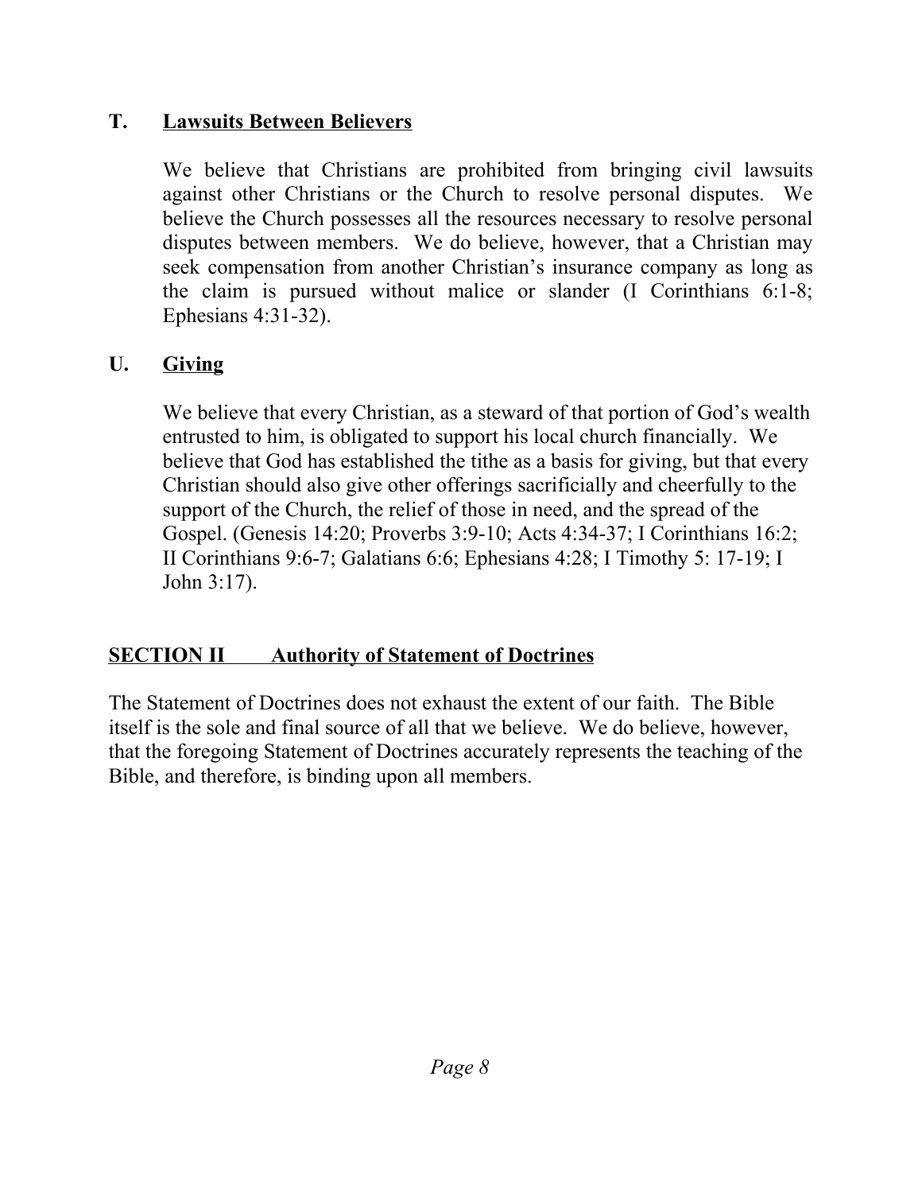### T. <u>Lawsuits Between Believers</u>

We believe that Christians are prohibited from bringing civil lawsuits against other Christians or the Church to resolve personal disputes. We believe the Church possesses all the resources necessary to resolve personal disputes between members. We do believe, however, that a Christian may seek compensation from another Christian's insurance company as long as the claim is pursued without malice or slander (I Corinthians 6:1-8; Ephesians 4:31-32).

### U. <u>Giving</u>

We believe that every Christian, as a steward of that portion of God's wealth entrusted to him, is obligated to support his local church financially. We believe that God has established the tithe as a basis for giving, but that every Christian should also give other offerings sacrificially and cheerfully to the support of the Church, the relief of those in need, and the spread of the Gospel. (Genesis 14:20; Proverbs 3:9-10; Acts 4:34-37; I Corinthians 16:2; II Corinthians 9:6-7; Galatians 6:6; Ephesians 4:28; I Timothy 5: 17-19; I John 3:17).

## <u>SECTION II Authority of Statement of Doctrines</u>

The Statement of Doctrines does not exhaust the extent of our faith. The Bible itself is the sole and final source of all that we believe. We do believe, however, that the foregoing Statement of Doctrines accurately represents the teaching of the Bible, and therefore, is binding upon all members.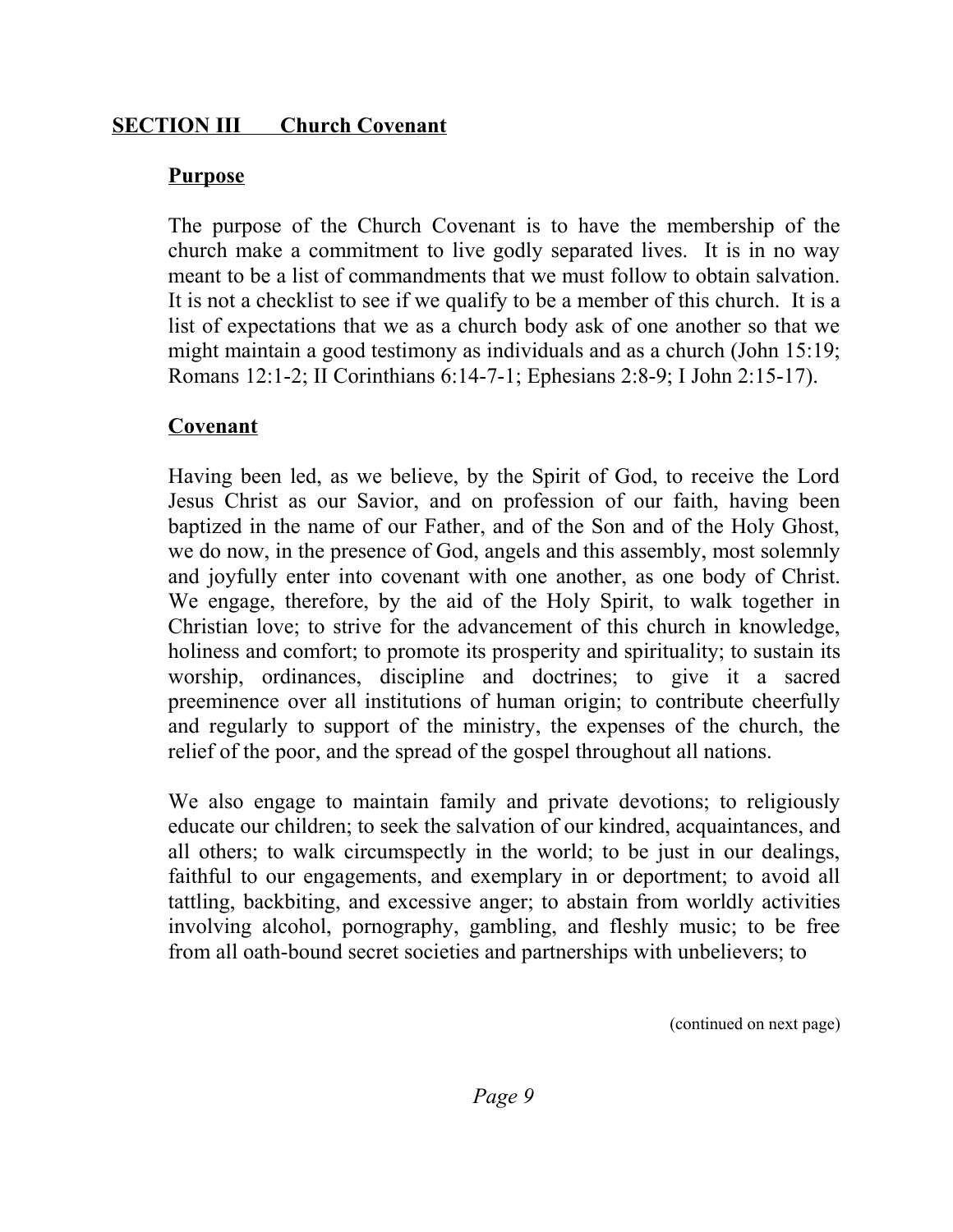## SECTION III Church Covenant

### Purpose

The purpose of the Church Covenant is to have the membership of the church make a commitment to live godly separated lives. It is in no way meant to be a list of commandments that we must follow to obtain salvation. It is not a checklist to see if we qualify to be a member of this church. It is a list of expectations that we as a church body ask of one another so that we might maintain a good testimony as individuals and as a church (John 15:19; Romans 12:1-2; II Corinthians 6:14-7-1; Ephesians 2:8-9; I John 2:15-17).

### Covenant

Having been led, as we believe, by the Spirit of God, to receive the Lord Jesus Christ as our Savior, and on profession of our faith, having been baptized in the name of our Father, and of the Son and of the Holy Ghost, we do now, in the presence of God, angels and this assembly, most solemnly and joyfully enter into covenant with one another, as one body of Christ. We engage, therefore, by the aid of the Holy Spirit, to walk together in Christian love; to strive for the advancement of this church in knowledge, holiness and comfort; to promote its prosperity and spirituality; to sustain its worship, ordinances, discipline and doctrines; to give it a sacred preeminence over all institutions of human origin; to contribute cheerfully and regularly to support of the ministry, the expenses of the church, the relief of the poor, and the spread of the gospel throughout all nations.

We also engage to maintain family and private devotions; to religiously educate our children; to seek the salvation of our kindred, acquaintances, and all others; to walk circumspectly in the world; to be just in our dealings, faithful to our engagements, and exemplary in or deportment; to avoid all tattling, backbiting, and excessive anger; to abstain from worldly activities involving alcohol, pornography, gambling, and fleshly music; to be free from all oath-bound secret societies and partnerships with unbelievers; to

(continued on next page)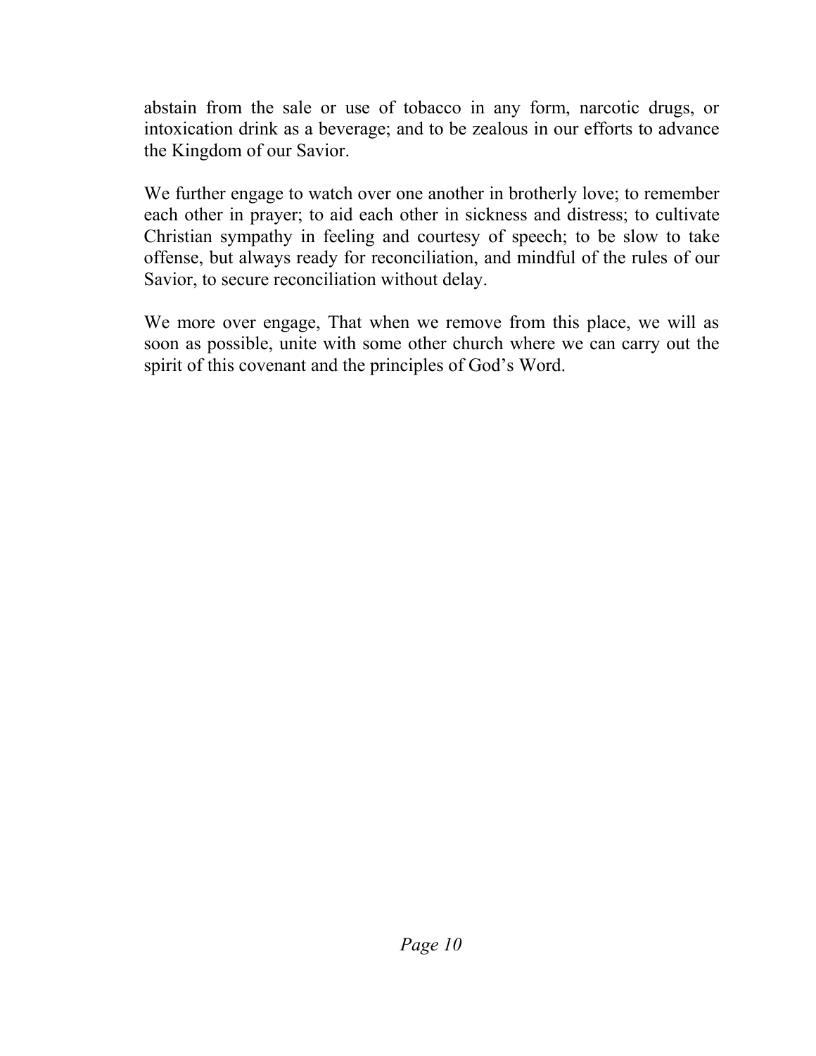abstain from the sale or use of tobacco in any form, narcotic drugs, or intoxication drink as a beverage; and to be zealous in our efforts to advance the Kingdom of our Savior.

We further engage to watch over one another in brotherly love; to remember each other in prayer; to aid each other in sickness and distress; to cultivate Christian sympathy in feeling and courtesy of speech; to be slow to take offense, but always ready for reconciliation, and mindful of the rules of our Savior, to secure reconciliation without delay.

We more over engage, That when we remove from this place, we will as soon as possible, unite with some other church where we can carry out the spirit of this covenant and the principles of God's Word.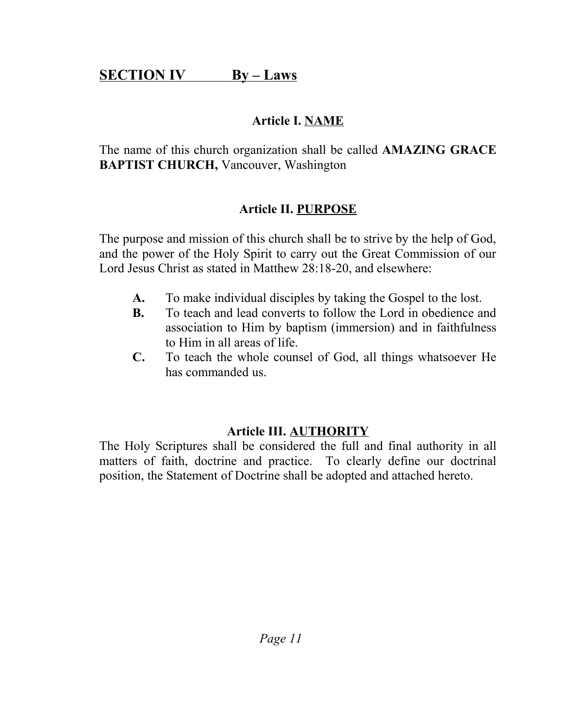## SECTION IV By – Laws

### Article I. NAME

The name of this church organization shall be called **AMAZING GRACE BAPTIST CHURCH,** Vancouver, Washington

### Article II. PURPOSE

The purpose and mission of this church shall be to strive by the help of God, and the power of the Holy Spirit to carry out the Great Commission of our Lord Jesus Christ as stated in Matthew 28:18-20, and elsewhere:

- **A.** To make individual disciples by taking the Gospel to the lost.
- **B.** To teach and lead converts to follow the Lord in obedience and association to Him by baptism (immersion) and in faithfulness to Him in all areas of life.
- **C.** To teach the whole counsel of God, all things whatsoever He has commanded us.

### Article III. AUTHORITY

The Holy Scriptures shall be considered the full and final authority in all matters of faith, doctrine and practice. To clearly define our doctrinal position, the Statement of Doctrine shall be adopted and attached hereto.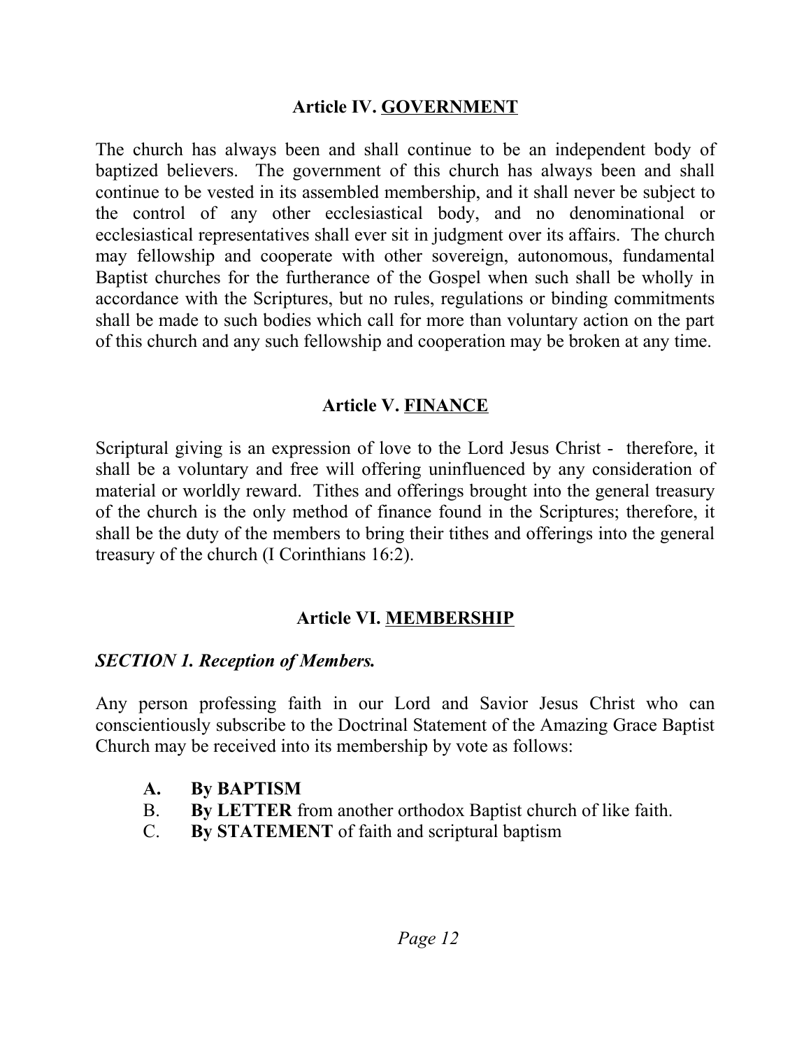## Article IV. <u>GOVERNMENT</u>

The church has always been and shall continue to be an independent body of baptized believers. The government of this church has always been and shall continue to be vested in its assembled membership, and it shall never be subject to the control of any other ecclesiastical body, and no denominational or ecclesiastical representatives shall ever sit in judgment over its affairs. The church may fellowship and cooperate with other sovereign, autonomous, fundamental Baptist churches for the furtherance of the Gospel when such shall be wholly in accordance with the Scriptures, but no rules, regulations or binding commitments shall be made to such bodies which call for more than voluntary action on the part of this church and any such fellowship and cooperation may be broken at any time.

## Article V. <u>FINANCE</u>

Scriptural giving is an expression of love to the Lord Jesus Christ - therefore, it shall be a voluntary and free will offering uninfluenced by any consideration of material or worldly reward. Tithes and offerings brought into the general treasury of the church is the only method of finance found in the Scriptures; therefore, it shall be the duty of the members to bring their tithes and offerings into the general treasury of the church (I Corinthians 16:2).

## Article VI. <u>MEMBERSHIP</u>

***SECTION 1. Reception of Members.***

Any person professing faith in our Lord and Savior Jesus Christ who can conscientiously subscribe to the Doctrinal Statement of the Amazing Grace Baptist Church may be received into its membership by vote as follows:

- **A. By BAPTISM**
- B. **By LETTER** from another orthodox Baptist church of like faith.
- C. **By STATEMENT** of faith and scriptural baptism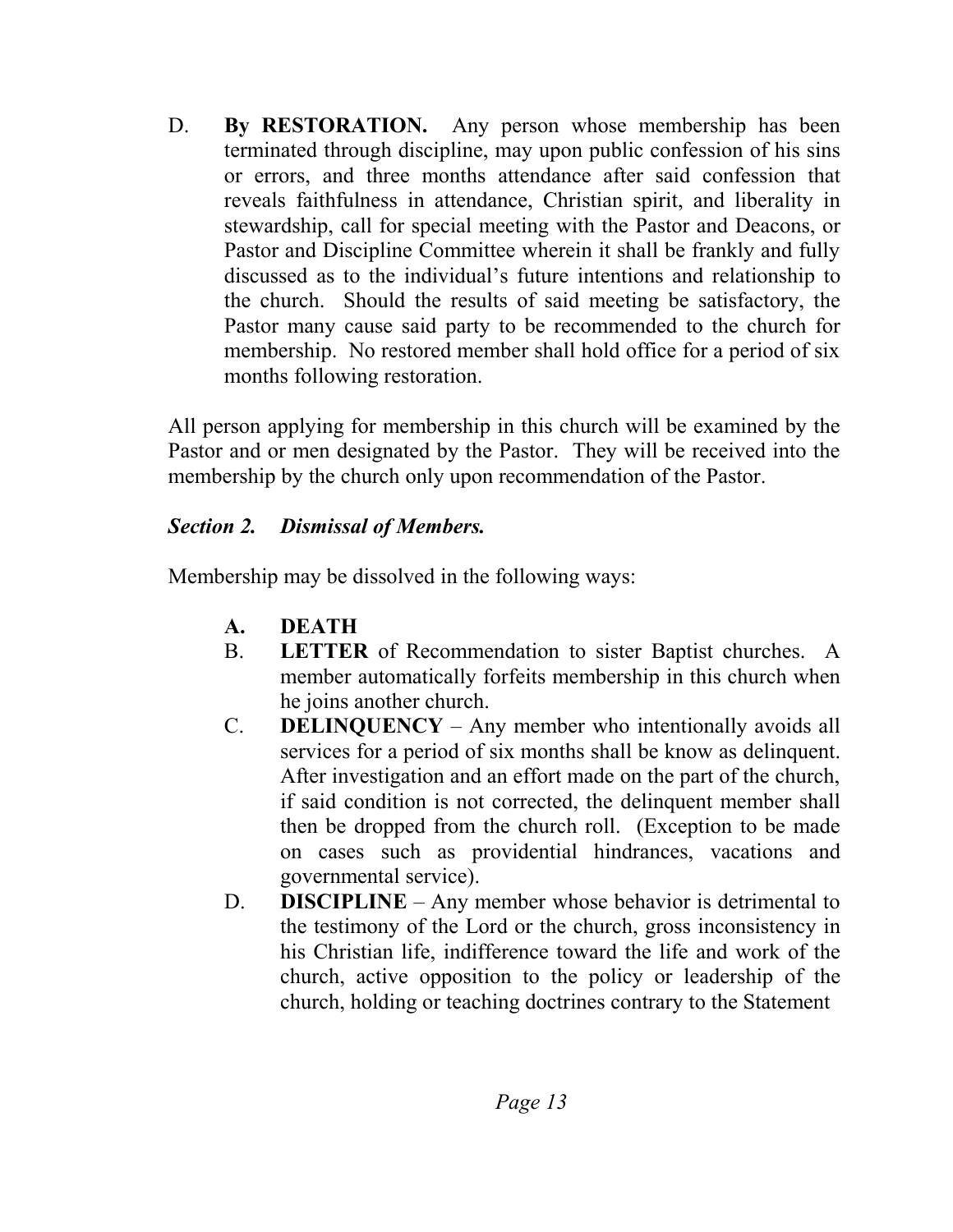D. **By RESTORATION.** Any person whose membership has been terminated through discipline, may upon public confession of his sins or errors, and three months attendance after said confession that reveals faithfulness in attendance, Christian spirit, and liberality in stewardship, call for special meeting with the Pastor and Deacons, or Pastor and Discipline Committee wherein it shall be frankly and fully discussed as to the individual's future intentions and relationship to the church. Should the results of said meeting be satisfactory, the Pastor many cause said party to be recommended to the church for membership. No restored member shall hold office for a period of six months following restoration.

All person applying for membership in this church will be examined by the Pastor and or men designated by the Pastor. They will be received into the membership by the church only upon recommendation of the Pastor.

***Section 2. Dismissal of Members.***

Membership may be dissolved in the following ways:

A. **DEATH**

B. **LETTER** of Recommendation to sister Baptist churches. A member automatically forfeits membership in this church when he joins another church.

C. **DELINQUENCY** – Any member who intentionally avoids all services for a period of six months shall be know as delinquent. After investigation and an effort made on the part of the church, if said condition is not corrected, the delinquent member shall then be dropped from the church roll. (Exception to be made on cases such as providential hindrances, vacations and governmental service).

D. **DISCIPLINE** – Any member whose behavior is detrimental to the testimony of the Lord or the church, gross inconsistency in his Christian life, indifference toward the life and work of the church, active opposition to the policy or leadership of the church, holding or teaching doctrines contrary to the Statement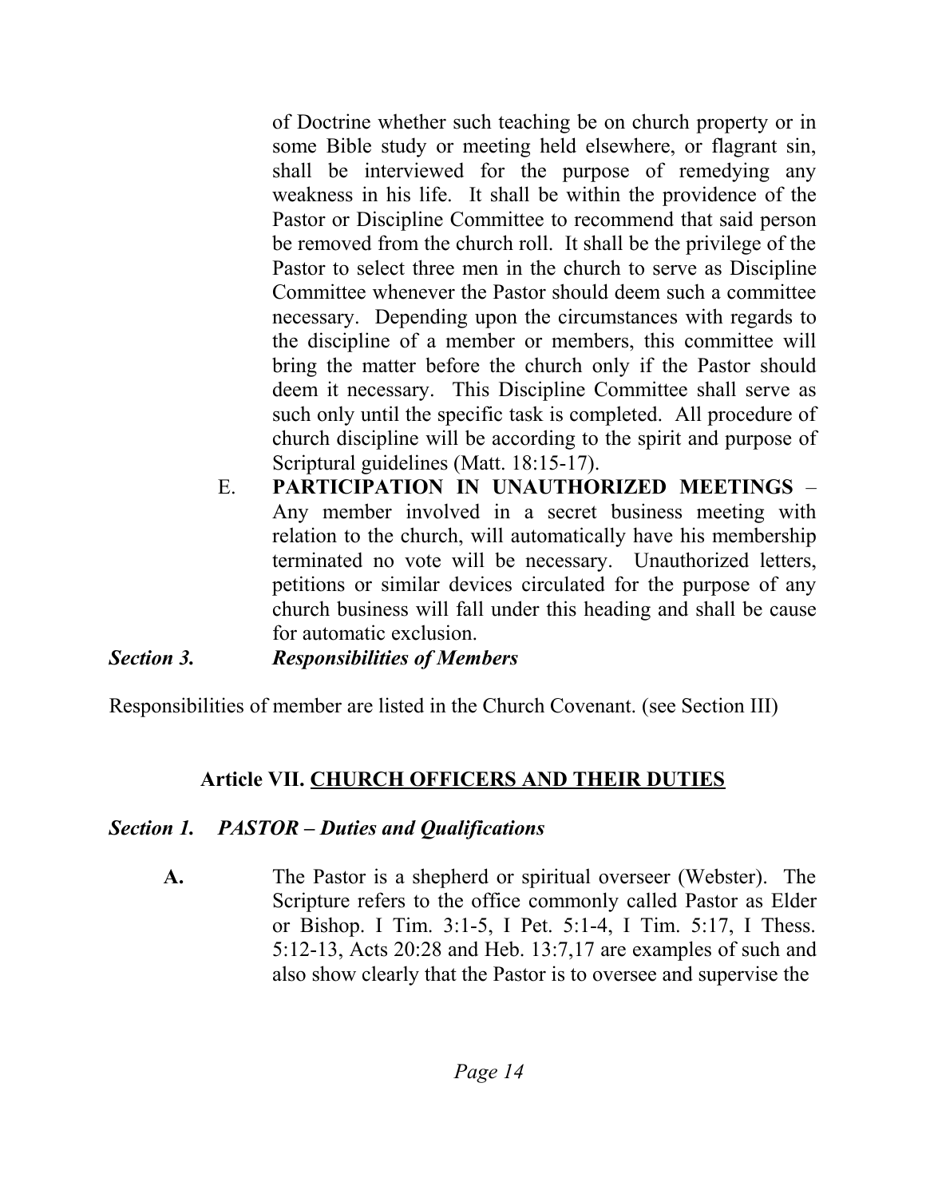of Doctrine whether such teaching be on church property or in some Bible study or meeting held elsewhere, or flagrant sin, shall be interviewed for the purpose of remedying any weakness in his life. It shall be within the providence of the Pastor or Discipline Committee to recommend that said person be removed from the church roll. It shall be the privilege of the Pastor to select three men in the church to serve as Discipline Committee whenever the Pastor should deem such a committee necessary. Depending upon the circumstances with regards to the discipline of a member or members, this committee will bring the matter before the church only if the Pastor should deem it necessary. This Discipline Committee shall serve as such only until the specific task is completed. All procedure of church discipline will be according to the spirit and purpose of Scriptural guidelines (Matt. 18:15-17).

E. **PARTICIPATION IN UNAUTHORIZED MEETINGS** – Any member involved in a secret business meeting with relation to the church, will automatically have his membership terminated no vote will be necessary. Unauthorized letters, petitions or similar devices circulated for the purpose of any church business will fall under this heading and shall be cause for automatic exclusion.

***Section 3. Responsibilities of Members***

Responsibilities of member are listed in the Church Covenant. (see Section III)

## Article VII. <u>CHURCH OFFICERS AND THEIR DUTIES</u>

### *Section 1. PASTOR – Duties and Qualifications*

**A.** The Pastor is a shepherd or spiritual overseer (Webster). The Scripture refers to the office commonly called Pastor as Elder or Bishop. I Tim. 3:1-5, I Pet. 5:1-4, I Tim. 5:17, I Thess. 5:12-13, Acts 20:28 and Heb. 13:7,17 are examples of such and also show clearly that the Pastor is to oversee and supervise the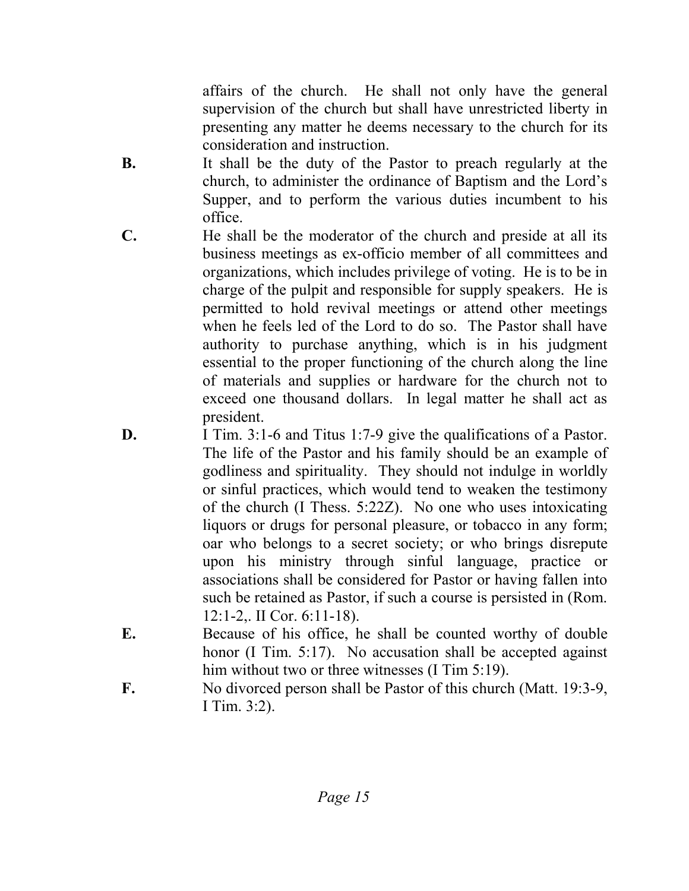affairs of the church. He shall not only have the general supervision of the church but shall have unrestricted liberty in presenting any matter he deems necessary to the church for its consideration and instruction.

**B.** It shall be the duty of the Pastor to preach regularly at the church, to administer the ordinance of Baptism and the Lord's Supper, and to perform the various duties incumbent to his office.

**C.** He shall be the moderator of the church and preside at all its business meetings as ex-officio member of all committees and organizations, which includes privilege of voting. He is to be in charge of the pulpit and responsible for supply speakers. He is permitted to hold revival meetings or attend other meetings when he feels led of the Lord to do so. The Pastor shall have authority to purchase anything, which is in his judgment essential to the proper functioning of the church along the line of materials and supplies or hardware for the church not to exceed one thousand dollars. In legal matter he shall act as president.

**D.** I Tim. 3:1-6 and Titus 1:7-9 give the qualifications of a Pastor. The life of the Pastor and his family should be an example of godliness and spirituality. They should not indulge in worldly or sinful practices, which would tend to weaken the testimony of the church (I Thess. 5:22Z). No one who uses intoxicating liquors or drugs for personal pleasure, or tobacco in any form; oar who belongs to a secret society; or who brings disrepute upon his ministry through sinful language, practice or associations shall be considered for Pastor or having fallen into such be retained as Pastor, if such a course is persisted in (Rom. 12:1-2,. II Cor. 6:11-18).

**E.** Because of his office, he shall be counted worthy of double honor (I Tim. 5:17). No accusation shall be accepted against him without two or three witnesses (I Tim 5:19).

**F.** No divorced person shall be Pastor of this church (Matt. 19:3-9, I Tim. 3:2).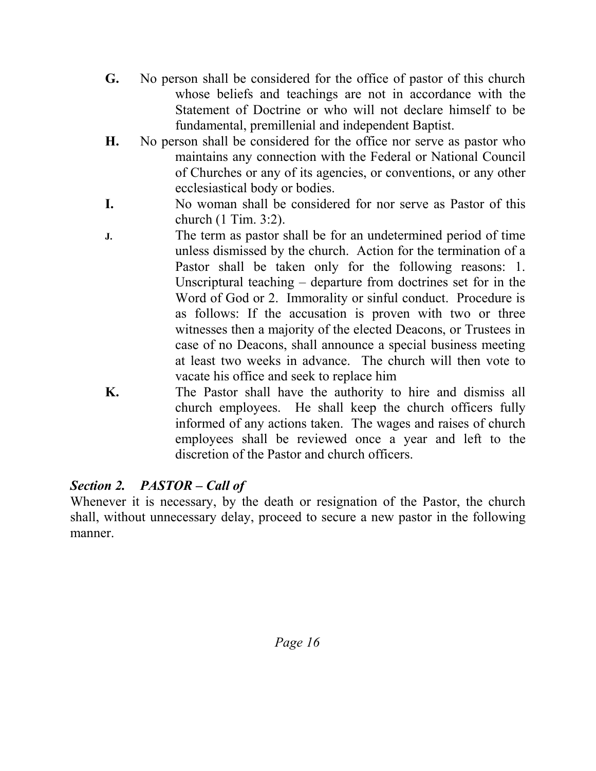**G.** No person shall be considered for the office of pastor of this church whose beliefs and teachings are not in accordance with the Statement of Doctrine or who will not declare himself to be fundamental, premillenial and independent Baptist.

**H.** No person shall be considered for the office nor serve as pastor who maintains any connection with the Federal or National Council of Churches or any of its agencies, or conventions, or any other ecclesiastical body or bodies.

**I.** No woman shall be considered for nor serve as Pastor of this church (1 Tim. 3:2).

**J.** The term as pastor shall be for an undetermined period of time unless dismissed by the church. Action for the termination of a Pastor shall be taken only for the following reasons: 1. Unscriptural teaching – departure from doctrines set for in the Word of God or 2. Immorality or sinful conduct. Procedure is as follows: If the accusation is proven with two or three witnesses then a majority of the elected Deacons, or Trustees in case of no Deacons, shall announce a special business meeting at least two weeks in advance. The church will then vote to vacate his office and seek to replace him

**K.** The Pastor shall have the authority to hire and dismiss all church employees. He shall keep the church officers fully informed of any actions taken. The wages and raises of church employees shall be reviewed once a year and left to the discretion of the Pastor and church officers.

### *Section 2. PASTOR – Call of*

Whenever it is necessary, by the death or resignation of the Pastor, the church shall, without unnecessary delay, proceed to secure a new pastor in the following manner.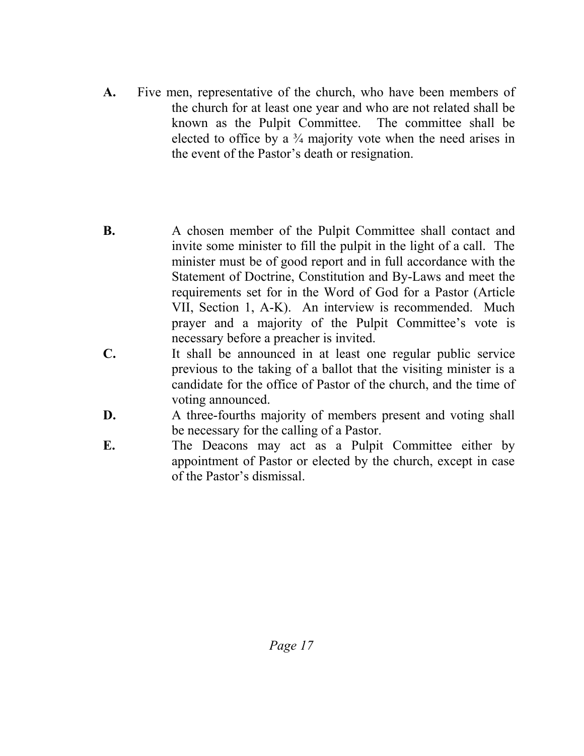**A.** Five men, representative of the church, who have been members of the church for at least one year and who are not related shall be known as the Pulpit Committee. The committee shall be elected to office by a ¾ majority vote when the need arises in the event of the Pastor's death or resignation.

**B.** A chosen member of the Pulpit Committee shall contact and invite some minister to fill the pulpit in the light of a call. The minister must be of good report and in full accordance with the Statement of Doctrine, Constitution and By-Laws and meet the requirements set for in the Word of God for a Pastor (Article VII, Section 1, A-K). An interview is recommended. Much prayer and a majority of the Pulpit Committee's vote is necessary before a preacher is invited.

**C.** It shall be announced in at least one regular public service previous to the taking of a ballot that the visiting minister is a candidate for the office of Pastor of the church, and the time of voting announced.

**D.** A three-fourths majority of members present and voting shall be necessary for the calling of a Pastor.

**E.** The Deacons may act as a Pulpit Committee either by appointment of Pastor or elected by the church, except in case of the Pastor's dismissal.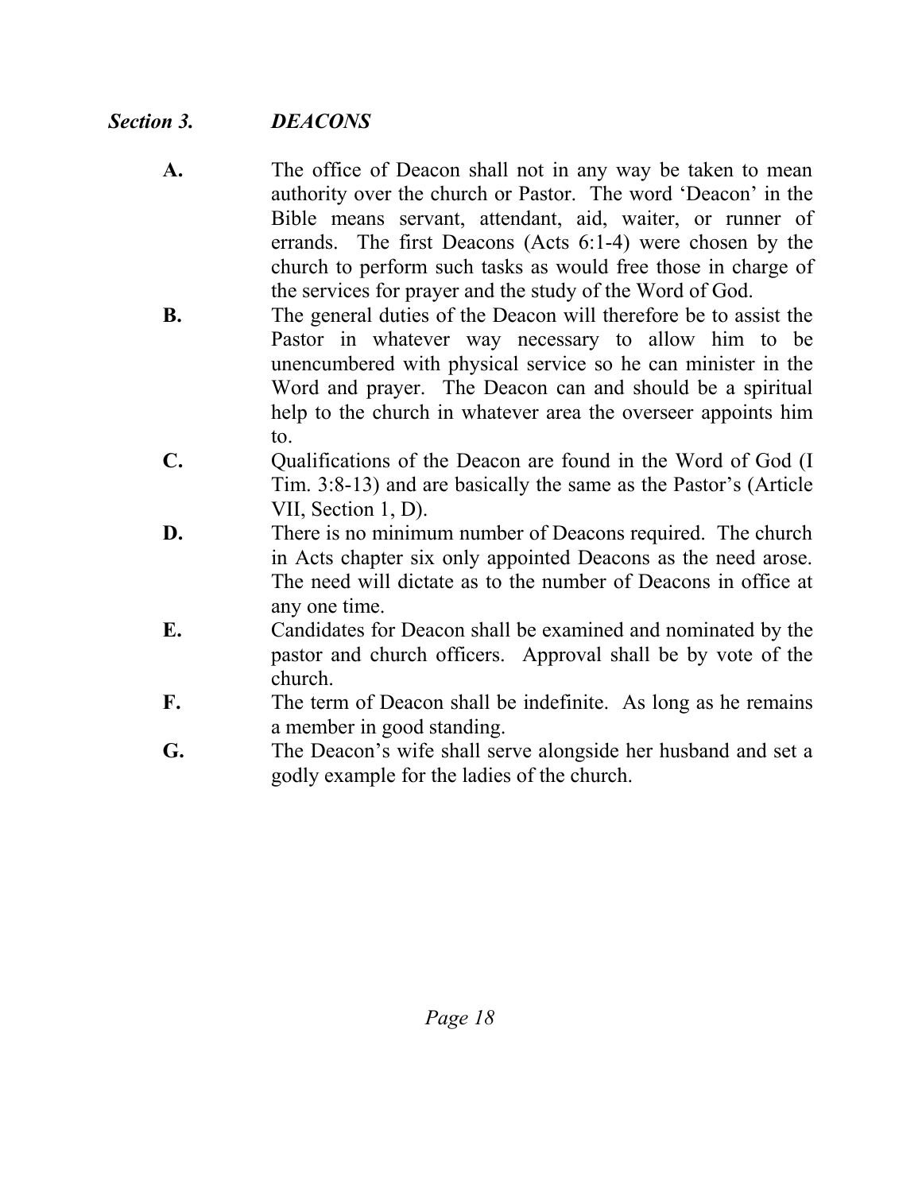### *Section 3. DEACONS*

**A.** The office of Deacon shall not in any way be taken to mean authority over the church or Pastor. The word 'Deacon' in the Bible means servant, attendant, aid, waiter, or runner of errands. The first Deacons (Acts 6:1-4) were chosen by the church to perform such tasks as would free those in charge of the services for prayer and the study of the Word of God.

**B.** The general duties of the Deacon will therefore be to assist the Pastor in whatever way necessary to allow him to be unencumbered with physical service so he can minister in the Word and prayer. The Deacon can and should be a spiritual help to the church in whatever area the overseer appoints him to.

**C.** Qualifications of the Deacon are found in the Word of God (I Tim. 3:8-13) and are basically the same as the Pastor's (Article VII, Section 1, D).

**D.** There is no minimum number of Deacons required. The church in Acts chapter six only appointed Deacons as the need arose. The need will dictate as to the number of Deacons in office at any one time.

**E.** Candidates for Deacon shall be examined and nominated by the pastor and church officers. Approval shall be by vote of the church.

**F.** The term of Deacon shall be indefinite. As long as he remains a member in good standing.

**G.** The Deacon's wife shall serve alongside her husband and set a godly example for the ladies of the church.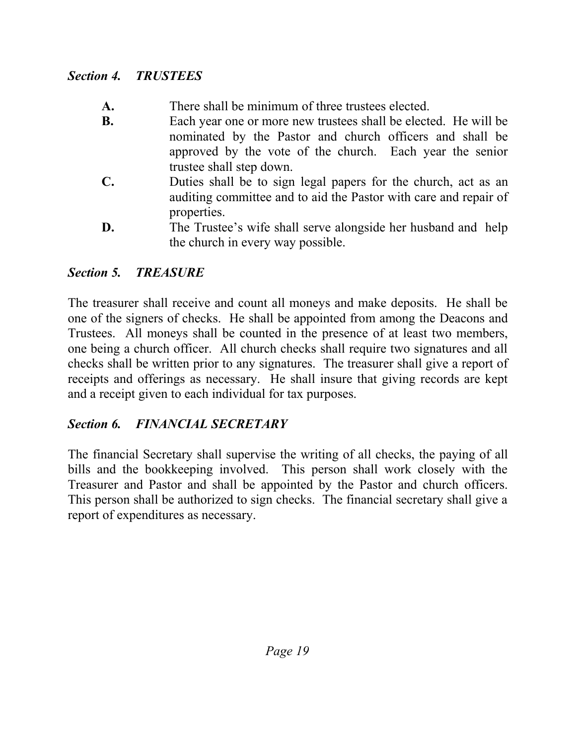### *Section 4. TRUSTEES*

**A.** There shall be minimum of three trustees elected.

**B.** Each year one or more new trustees shall be elected. He will be nominated by the Pastor and church officers and shall be approved by the vote of the church. Each year the senior trustee shall step down.

**C.** Duties shall be to sign legal papers for the church, act as an auditing committee and to aid the Pastor with care and repair of properties.

**D.** The Trustee's wife shall serve alongside her husband and help the church in every way possible.

### *Section 5. TREASURE*

The treasurer shall receive and count all moneys and make deposits. He shall be one of the signers of checks. He shall be appointed from among the Deacons and Trustees. All moneys shall be counted in the presence of at least two members, one being a church officer. All church checks shall require two signatures and all checks shall be written prior to any signatures. The treasurer shall give a report of receipts and offerings as necessary. He shall insure that giving records are kept and a receipt given to each individual for tax purposes.

### *Section 6. FINANCIAL SECRETARY*

The financial Secretary shall supervise the writing of all checks, the paying of all bills and the bookkeeping involved. This person shall work closely with the Treasurer and Pastor and shall be appointed by the Pastor and church officers. This person shall be authorized to sign checks. The financial secretary shall give a report of expenditures as necessary.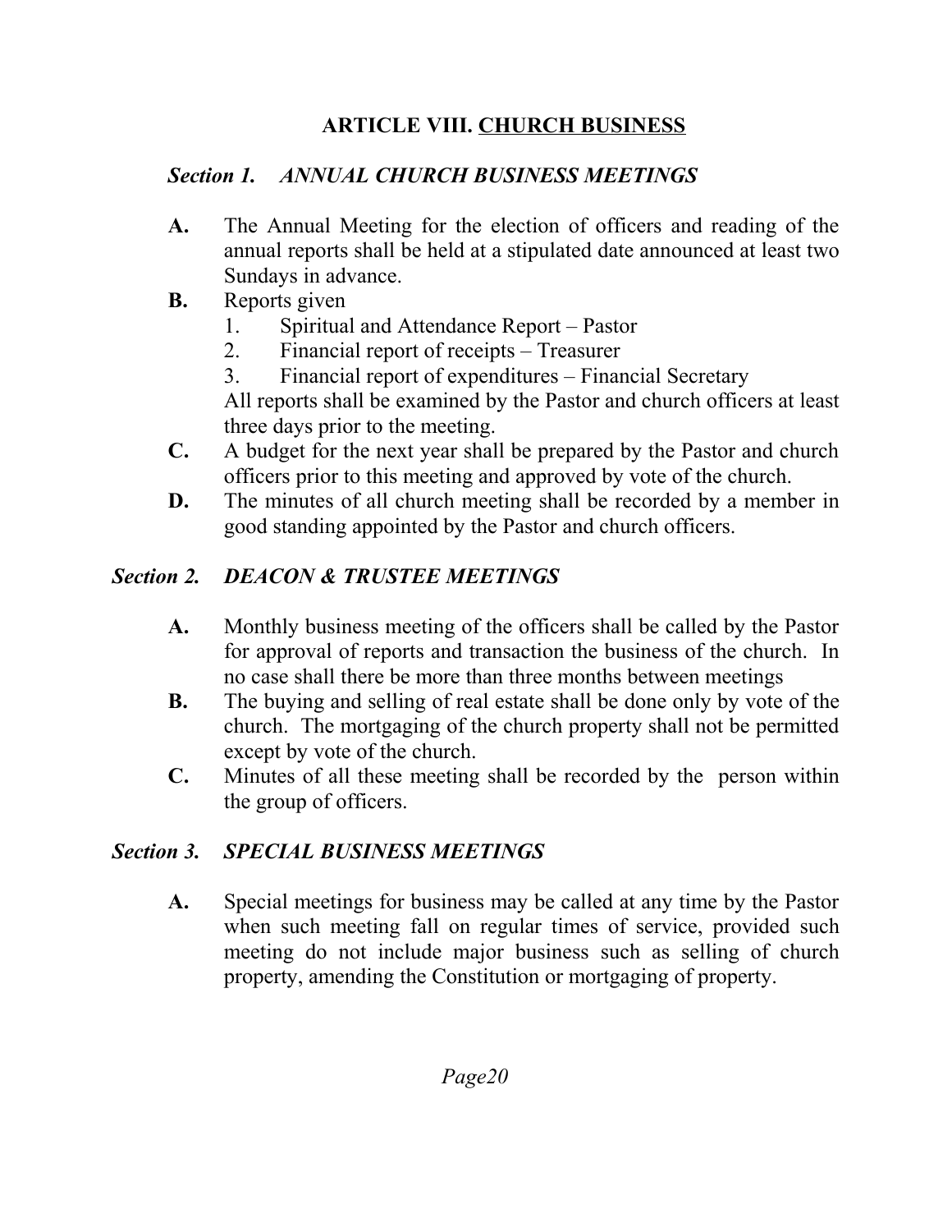# ARTICLE VIII. CHURCH BUSINESS

## *Section 1. ANNUAL CHURCH BUSINESS MEETINGS*

**A.** The Annual Meeting for the election of officers and reading of the annual reports shall be held at a stipulated date announced at least two Sundays in advance.

**B.** Reports given

1. Spiritual and Attendance Report – Pastor
2. Financial report of receipts – Treasurer
3. Financial report of expenditures – Financial Secretary

All reports shall be examined by the Pastor and church officers at least three days prior to the meeting.

**C.** A budget for the next year shall be prepared by the Pastor and church officers prior to this meeting and approved by vote of the church.

**D.** The minutes of all church meeting shall be recorded by a member in good standing appointed by the Pastor and church officers.

## *Section 2. DEACON & TRUSTEE MEETINGS*

**A.** Monthly business meeting of the officers shall be called by the Pastor for approval of reports and transaction the business of the church. In no case shall there be more than three months between meetings

**B.** The buying and selling of real estate shall be done only by vote of the church. The mortgaging of the church property shall not be permitted except by vote of the church.

**C.** Minutes of all these meeting shall be recorded by the person within the group of officers.

## *Section 3. SPECIAL BUSINESS MEETINGS*

**A.** Special meetings for business may be called at any time by the Pastor when such meeting fall on regular times of service, provided such meeting do not include major business such as selling of church property, amending the Constitution or mortgaging of property.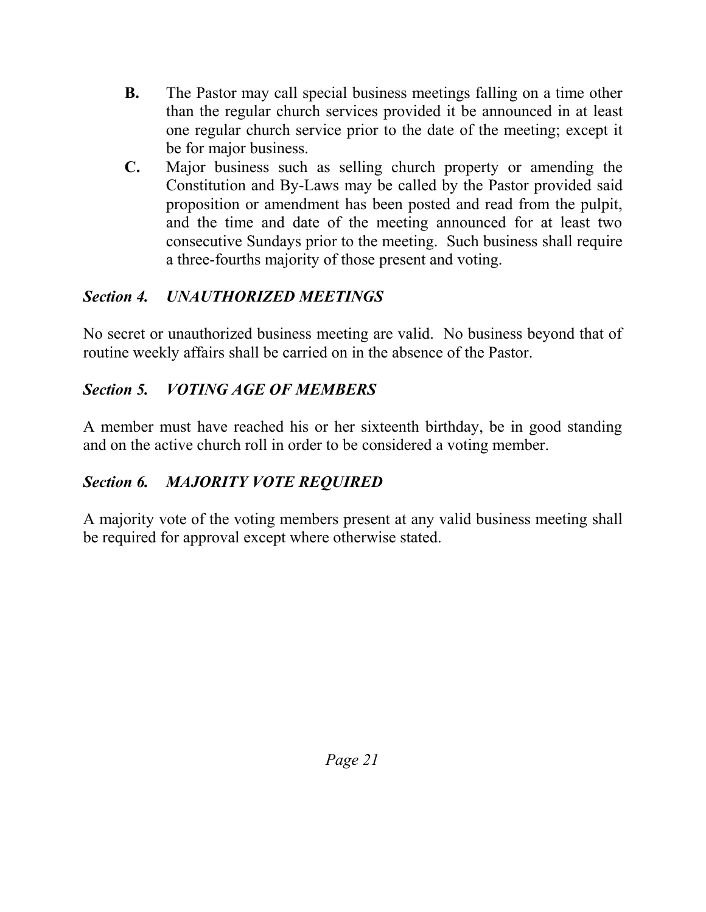**B.** The Pastor may call special business meetings falling on a time other than the regular church services provided it be announced in at least one regular church service prior to the date of the meeting; except it be for major business.

**C.** Major business such as selling church property or amending the Constitution and By-Laws may be called by the Pastor provided said proposition or amendment has been posted and read from the pulpit, and the time and date of the meeting announced for at least two consecutive Sundays prior to the meeting. Such business shall require a three-fourths majority of those present and voting.

### *Section 4. UNAUTHORIZED MEETINGS*

No secret or unauthorized business meeting are valid. No business beyond that of routine weekly affairs shall be carried on in the absence of the Pastor.

### *Section 5. VOTING AGE OF MEMBERS*

A member must have reached his or her sixteenth birthday, be in good standing and on the active church roll in order to be considered a voting member.

### *Section 6. MAJORITY VOTE REQUIRED*

A majority vote of the voting members present at any valid business meeting shall be required for approval except where otherwise stated.